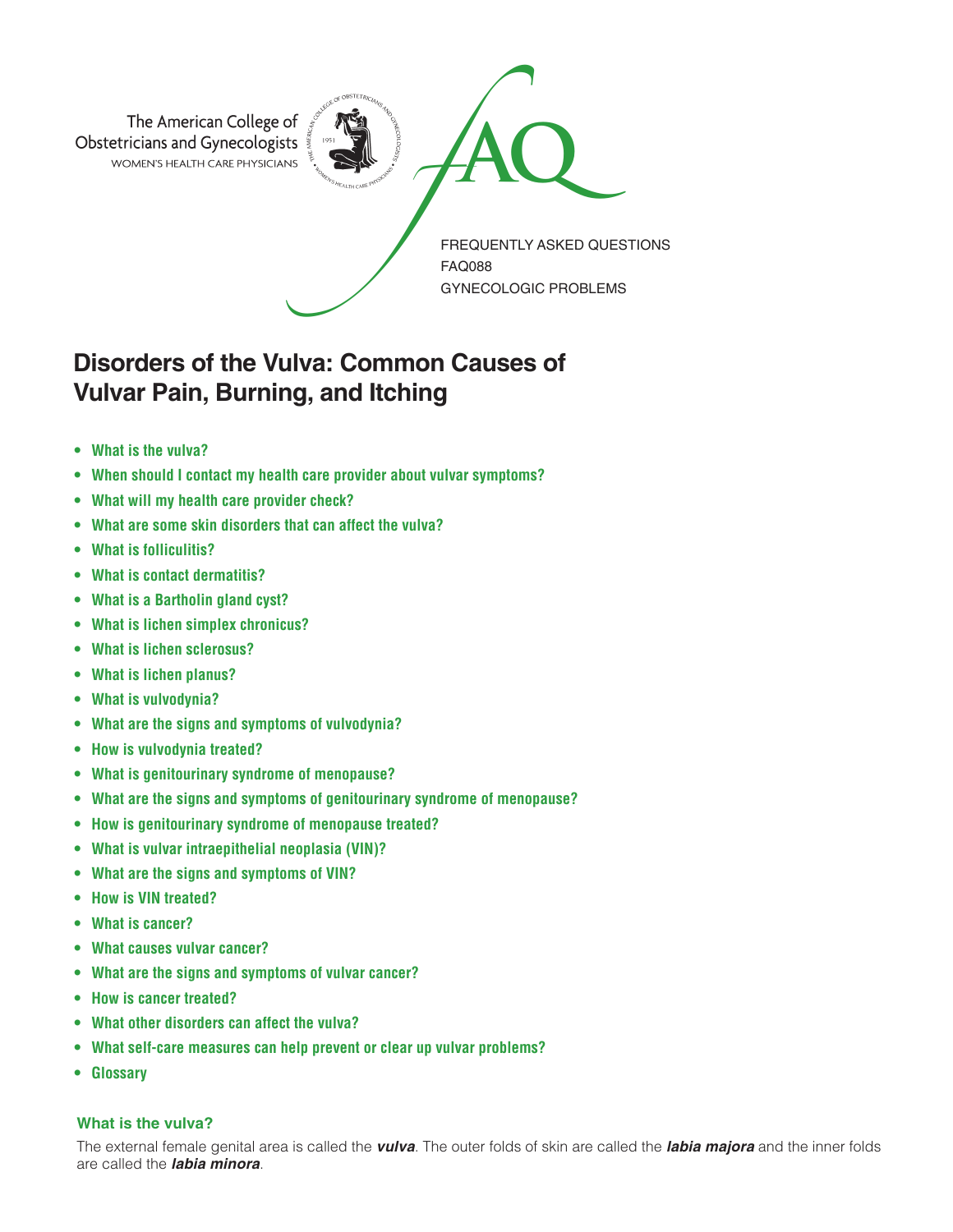The American College of Obstetricians and Gynecologists
WOMEN'S HEALTH CARE PHYSICIANS

FAQ

FREQUENTLY ASKED QUESTIONS
FAQ088
GYNECOLOGIC PROBLEMS

# Disorders of the Vulva: Common Causes of Vulvar Pain, Burning, and Itching

- **What is the vulva?**
- **When should I contact my health care provider about vulvar symptoms?**
- **What will my health care provider check?**
- **What are some skin disorders that can affect the vulva?**
- **What is folliculitis?**
- **What is contact dermatitis?**
- **What is a Bartholin gland cyst?**
- **What is lichen simplex chronicus?**
- **What is lichen sclerosus?**
- **What is lichen planus?**
- **What is vulvodynia?**
- **What are the signs and symptoms of vulvodynia?**
- **How is vulvodynia treated?**
- **What is genitourinary syndrome of menopause?**
- **What are the signs and symptoms of genitourinary syndrome of menopause?**
- **How is genitourinary syndrome of menopause treated?**
- **What is vulvar intraepithelial neoplasia (VIN)?**
- **What are the signs and symptoms of VIN?**
- **How is VIN treated?**
- **What is cancer?**
- **What causes vulvar cancer?**
- **What are the signs and symptoms of vulvar cancer?**
- **How is cancer treated?**
- **What other disorders can affect the vulva?**
- **What self-care measures can help prevent or clear up vulvar problems?**
- **Glossary**

### What is the vulva?

The external female genital area is called the ***vulva***. The outer folds of skin are called the ***labia majora*** and the inner folds are called the ***labia minora***.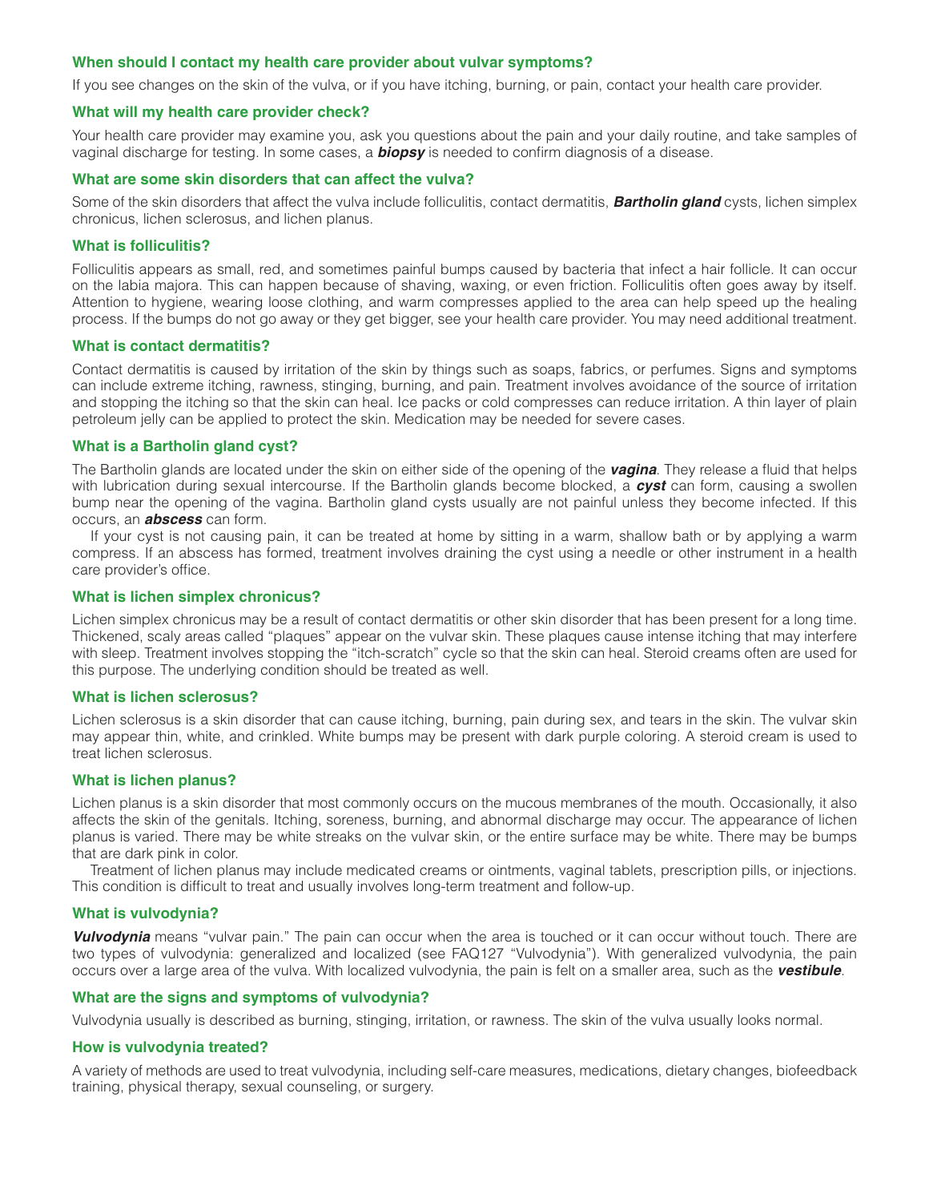### When should I contact my health care provider about vulvar symptoms?

If you see changes on the skin of the vulva, or if you have itching, burning, or pain, contact your health care provider.

### What will my health care provider check?

Your health care provider may examine you, ask you questions about the pain and your daily routine, and take samples of vaginal discharge for testing. In some cases, a ***biopsy*** is needed to confirm diagnosis of a disease.

### What are some skin disorders that can affect the vulva?

Some of the skin disorders that affect the vulva include folliculitis, contact dermatitis, ***Bartholin gland*** cysts, lichen simplex chronicus, lichen sclerosus, and lichen planus.

### What is folliculitis?

Folliculitis appears as small, red, and sometimes painful bumps caused by bacteria that infect a hair follicle. It can occur on the labia majora. This can happen because of shaving, waxing, or even friction. Folliculitis often goes away by itself. Attention to hygiene, wearing loose clothing, and warm compresses applied to the area can help speed up the healing process. If the bumps do not go away or they get bigger, see your health care provider. You may need additional treatment.

### What is contact dermatitis?

Contact dermatitis is caused by irritation of the skin by things such as soaps, fabrics, or perfumes. Signs and symptoms can include extreme itching, rawness, stinging, burning, and pain. Treatment involves avoidance of the source of irritation and stopping the itching so that the skin can heal. Ice packs or cold compresses can reduce irritation. A thin layer of plain petroleum jelly can be applied to protect the skin. Medication may be needed for severe cases.

### What is a Bartholin gland cyst?

The Bartholin glands are located under the skin on either side of the opening of the ***vagina***. They release a fluid that helps with lubrication during sexual intercourse. If the Bartholin glands become blocked, a ***cyst*** can form, causing a swollen bump near the opening of the vagina. Bartholin gland cysts usually are not painful unless they become infected. If this occurs, an ***abscess*** can form.

If your cyst is not causing pain, it can be treated at home by sitting in a warm, shallow bath or by applying a warm compress. If an abscess has formed, treatment involves draining the cyst using a needle or other instrument in a health care provider's office.

### What is lichen simplex chronicus?

Lichen simplex chronicus may be a result of contact dermatitis or other skin disorder that has been present for a long time. Thickened, scaly areas called "plaques" appear on the vulvar skin. These plaques cause intense itching that may interfere with sleep. Treatment involves stopping the "itch-scratch" cycle so that the skin can heal. Steroid creams often are used for this purpose. The underlying condition should be treated as well.

### What is lichen sclerosus?

Lichen sclerosus is a skin disorder that can cause itching, burning, pain during sex, and tears in the skin. The vulvar skin may appear thin, white, and crinkled. White bumps may be present with dark purple coloring. A steroid cream is used to treat lichen sclerosus.

### What is lichen planus?

Lichen planus is a skin disorder that most commonly occurs on the mucous membranes of the mouth. Occasionally, it also affects the skin of the genitals. Itching, soreness, burning, and abnormal discharge may occur. The appearance of lichen planus is varied. There may be white streaks on the vulvar skin, or the entire surface may be white. There may be bumps that are dark pink in color.

Treatment of lichen planus may include medicated creams or ointments, vaginal tablets, prescription pills, or injections. This condition is difficult to treat and usually involves long-term treatment and follow-up.

### What is vulvodynia?

***Vulvodynia*** means "vulvar pain." The pain can occur when the area is touched or it can occur without touch. There are two types of vulvodynia: generalized and localized (see FAQ127 "Vulvodynia"). With generalized vulvodynia, the pain occurs over a large area of the vulva. With localized vulvodynia, the pain is felt on a smaller area, such as the ***vestibule***.

### What are the signs and symptoms of vulvodynia?

Vulvodynia usually is described as burning, stinging, irritation, or rawness. The skin of the vulva usually looks normal.

### How is vulvodynia treated?

A variety of methods are used to treat vulvodynia, including self-care measures, medications, dietary changes, biofeedback training, physical therapy, sexual counseling, or surgery.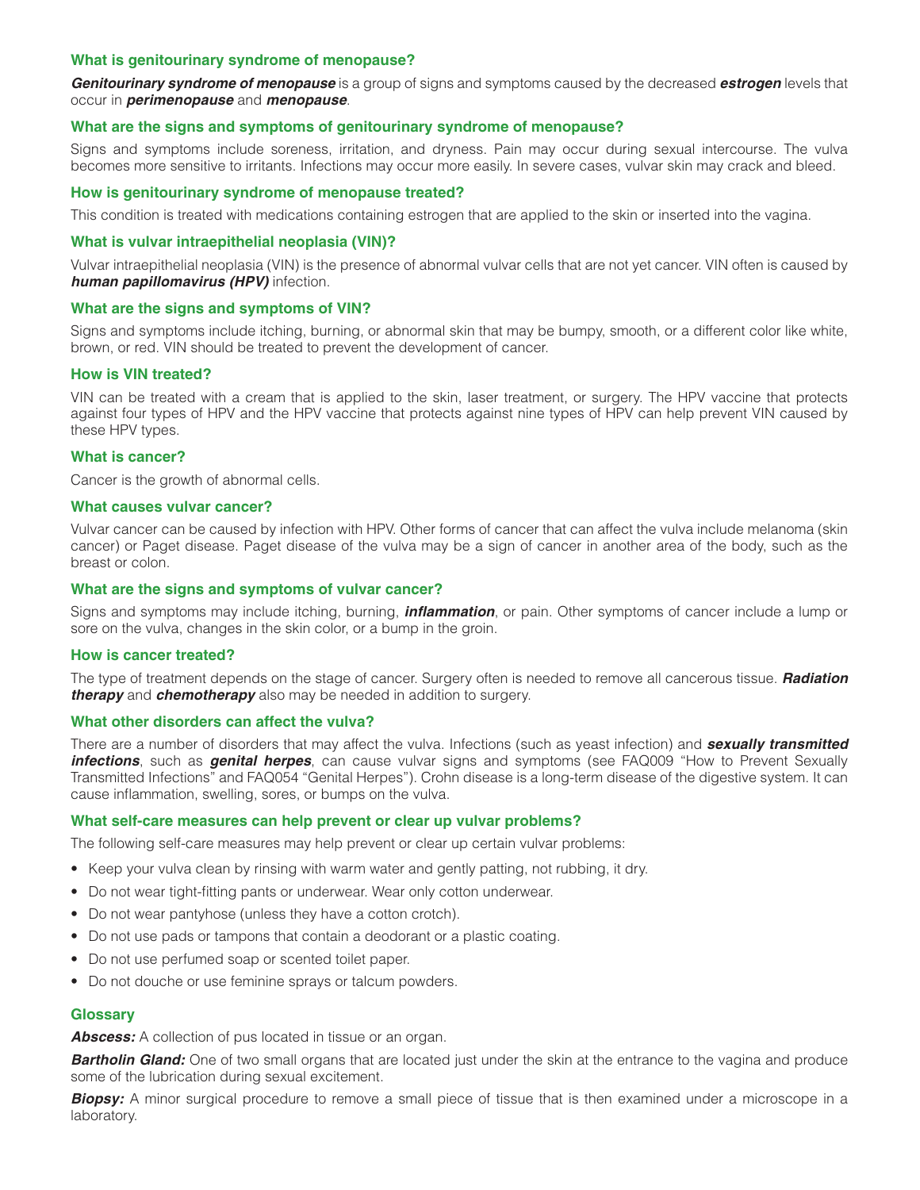### What is genitourinary syndrome of menopause?

***Genitourinary syndrome of menopause*** is a group of signs and symptoms caused by the decreased ***estrogen*** levels that occur in ***perimenopause*** and ***menopause***.

### What are the signs and symptoms of genitourinary syndrome of menopause?

Signs and symptoms include soreness, irritation, and dryness. Pain may occur during sexual intercourse. The vulva becomes more sensitive to irritants. Infections may occur more easily. In severe cases, vulvar skin may crack and bleed.

### How is genitourinary syndrome of menopause treated?

This condition is treated with medications containing estrogen that are applied to the skin or inserted into the vagina.

### What is vulvar intraepithelial neoplasia (VIN)?

Vulvar intraepithelial neoplasia (VIN) is the presence of abnormal vulvar cells that are not yet cancer. VIN often is caused by ***human papillomavirus (HPV)*** infection.

### What are the signs and symptoms of VIN?

Signs and symptoms include itching, burning, or abnormal skin that may be bumpy, smooth, or a different color like white, brown, or red. VIN should be treated to prevent the development of cancer.

### How is VIN treated?

VIN can be treated with a cream that is applied to the skin, laser treatment, or surgery. The HPV vaccine that protects against four types of HPV and the HPV vaccine that protects against nine types of HPV can help prevent VIN caused by these HPV types.

### What is cancer?

Cancer is the growth of abnormal cells.

### What causes vulvar cancer?

Vulvar cancer can be caused by infection with HPV. Other forms of cancer that can affect the vulva include melanoma (skin cancer) or Paget disease. Paget disease of the vulva may be a sign of cancer in another area of the body, such as the breast or colon.

### What are the signs and symptoms of vulvar cancer?

Signs and symptoms may include itching, burning, ***inflammation***, or pain. Other symptoms of cancer include a lump or sore on the vulva, changes in the skin color, or a bump in the groin.

### How is cancer treated?

The type of treatment depends on the stage of cancer. Surgery often is needed to remove all cancerous tissue. ***Radiation therapy*** and ***chemotherapy*** also may be needed in addition to surgery.

### What other disorders can affect the vulva?

There are a number of disorders that may affect the vulva. Infections (such as yeast infection) and ***sexually transmitted infections***, such as ***genital herpes***, can cause vulvar signs and symptoms (see FAQ009 "How to Prevent Sexually Transmitted Infections" and FAQ054 "Genital Herpes"). Crohn disease is a long-term disease of the digestive system. It can cause inflammation, swelling, sores, or bumps on the vulva.

### What self-care measures can help prevent or clear up vulvar problems?

The following self-care measures may help prevent or clear up certain vulvar problems:

- Keep your vulva clean by rinsing with warm water and gently patting, not rubbing, it dry.
- Do not wear tight-fitting pants or underwear. Wear only cotton underwear.
- Do not wear pantyhose (unless they have a cotton crotch).
- Do not use pads or tampons that contain a deodorant or a plastic coating.
- Do not use perfumed soap or scented toilet paper.
- Do not douche or use feminine sprays or talcum powders.

### Glossary

***Abscess:*** A collection of pus located in tissue or an organ.

***Bartholin Gland:*** One of two small organs that are located just under the skin at the entrance to the vagina and produce some of the lubrication during sexual excitement.

***Biopsy:*** A minor surgical procedure to remove a small piece of tissue that is then examined under a microscope in a laboratory.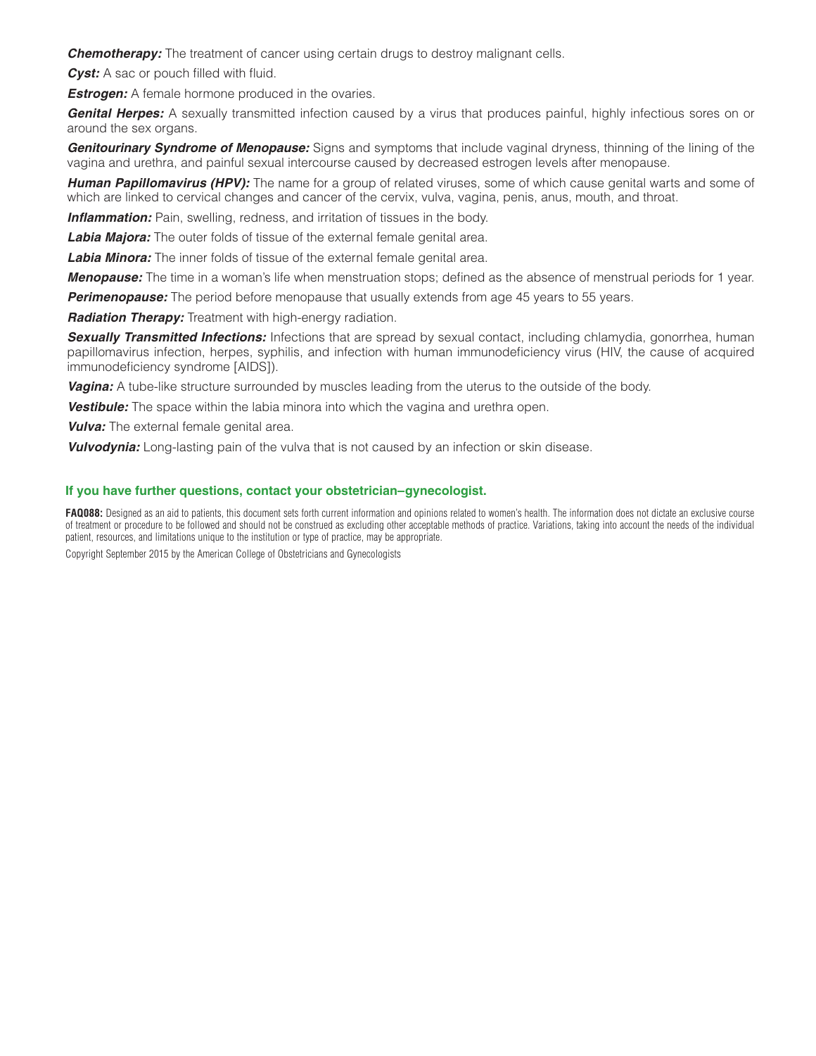***Chemotherapy:*** The treatment of cancer using certain drugs to destroy malignant cells.

***Cyst:*** A sac or pouch filled with fluid.

***Estrogen:*** A female hormone produced in the ovaries.

***Genital Herpes:*** A sexually transmitted infection caused by a virus that produces painful, highly infectious sores on or around the sex organs.

***Genitourinary Syndrome of Menopause:*** Signs and symptoms that include vaginal dryness, thinning of the lining of the vagina and urethra, and painful sexual intercourse caused by decreased estrogen levels after menopause.

***Human Papillomavirus (HPV):*** The name for a group of related viruses, some of which cause genital warts and some of which are linked to cervical changes and cancer of the cervix, vulva, vagina, penis, anus, mouth, and throat.

***Inflammation:*** Pain, swelling, redness, and irritation of tissues in the body.

***Labia Majora:*** The outer folds of tissue of the external female genital area.

***Labia Minora:*** The inner folds of tissue of the external female genital area.

***Menopause:*** The time in a woman's life when menstruation stops; defined as the absence of menstrual periods for 1 year.

***Perimenopause:*** The period before menopause that usually extends from age 45 years to 55 years.

***Radiation Therapy:*** Treatment with high-energy radiation.

***Sexually Transmitted Infections:*** Infections that are spread by sexual contact, including chlamydia, gonorrhea, human papillomavirus infection, herpes, syphilis, and infection with human immunodeficiency virus (HIV, the cause of acquired immunodeficiency syndrome [AIDS]).

***Vagina:*** A tube-like structure surrounded by muscles leading from the uterus to the outside of the body.

***Vestibule:*** The space within the labia minora into which the vagina and urethra open.

***Vulva:*** The external female genital area.

***Vulvodynia:*** Long-lasting pain of the vulva that is not caused by an infection or skin disease.

**If you have further questions, contact your obstetrician–gynecologist.**

**FAQ088:** Designed as an aid to patients, this document sets forth current information and opinions related to women's health. The information does not dictate an exclusive course of treatment or procedure to be followed and should not be construed as excluding other acceptable methods of practice. Variations, taking into account the needs of the individual patient, resources, and limitations unique to the institution or type of practice, may be appropriate.

Copyright September 2015 by the American College of Obstetricians and Gynecologists